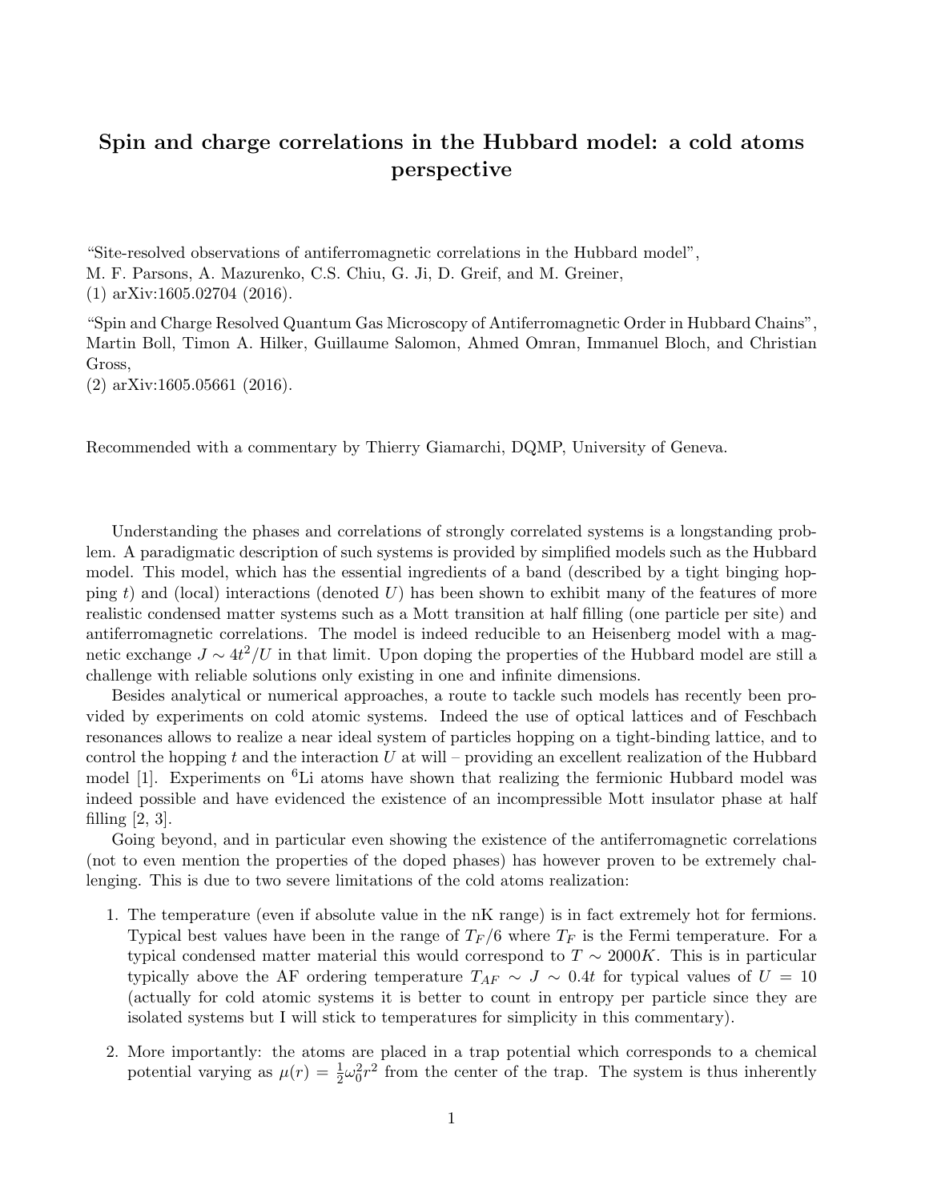# Spin and charge correlations in the Hubbard model: a cold atoms perspective

"Site-resolved observations of antiferromagnetic correlations in the Hubbard model",
M. F. Parsons, A. Mazurenko, C.S. Chiu, G. Ji, D. Greif, and M. Greiner,
(1) arXiv:1605.02704 (2016).

"Spin and Charge Resolved Quantum Gas Microscopy of Antiferromagnetic Order in Hubbard Chains",
Martin Boll, Timon A. Hilker, Guillaume Salomon, Ahmed Omran, Immanuel Bloch, and Christian Gross,
(2) arXiv:1605.05661 (2016).

Recommended with a commentary by Thierry Giamarchi, DQMP, University of Geneva.

Understanding the phases and correlations of strongly correlated systems is a longstanding problem. A paradigmatic description of such systems is provided by simplified models such as the Hubbard model. This model, which has the essential ingredients of a band (described by a tight binging hopping $t$) and (local) interactions (denoted $U$) has been shown to exhibit many of the features of more realistic condensed matter systems such as a Mott transition at half filling (one particle per site) and antiferromagnetic correlations. The model is indeed reducible to an Heisenberg model with a magnetic exchange $J \sim 4t^2/U$ in that limit. Upon doping the properties of the Hubbard model are still a challenge with reliable solutions only existing in one and infinite dimensions.

Besides analytical or numerical approaches, a route to tackle such models has recently been provided by experiments on cold atomic systems. Indeed the use of optical lattices and of Feschbach resonances allows to realize a near ideal system of particles hopping on a tight-binding lattice, and to control the hopping $t$ and the interaction $U$ at will – providing an excellent realization of the Hubbard model [1]. Experiments on $^6$Li atoms have shown that realizing the fermionic Hubbard model was indeed possible and have evidenced the existence of an incompressible Mott insulator phase at half filling [2, 3].

Going beyond, and in particular even showing the existence of the antiferromagnetic correlations (not to even mention the properties of the doped phases) has however proven to be extremely challenging. This is due to two severe limitations of the cold atoms realization:

1. The temperature (even if absolute value in the nK range) is in fact extremely hot for fermions. Typical best values have been in the range of $T_F/6$ where $T_F$ is the Fermi temperature. For a typical condensed matter material this would correspond to $T \sim 2000K$. This is in particular typically above the AF ordering temperature $T_{AF} \sim J \sim 0.4t$ for typical values of $U = 10$ (actually for cold atomic systems it is better to count in entropy per particle since they are isolated systems but I will stick to temperatures for simplicity in this commentary).

2. More importantly: the atoms are placed in a trap potential which corresponds to a chemical potential varying as $\mu(r) = \frac{1}{2}\omega_0^2 r^2$ from the center of the trap. The system is thus inherently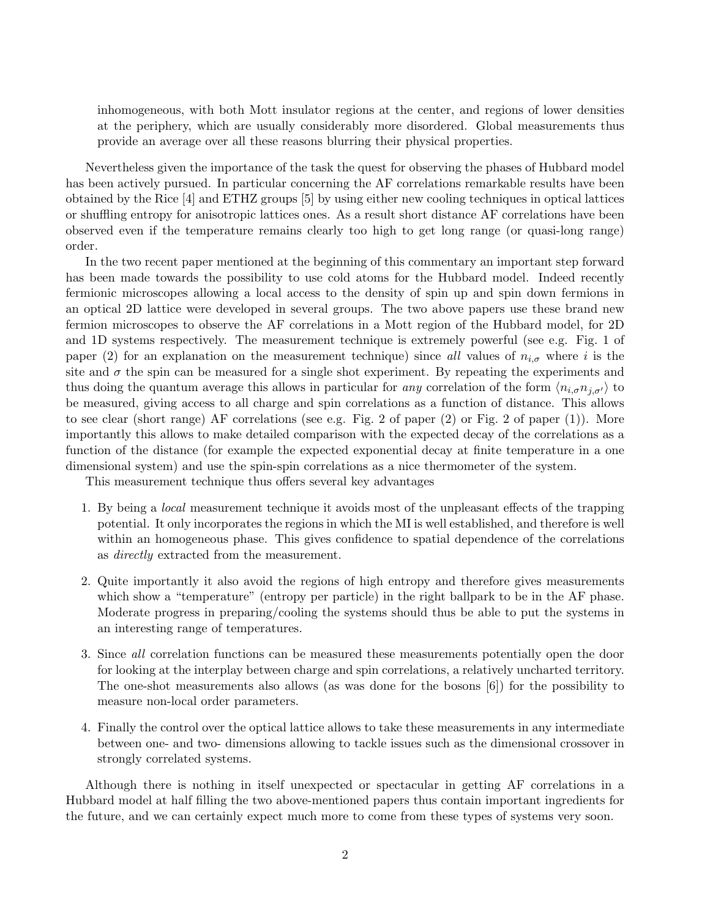inhomogeneous, with both Mott insulator regions at the center, and regions of lower densities at the periphery, which are usually considerably more disordered. Global measurements thus provide an average over all these reasons blurring their physical properties.

Nevertheless given the importance of the task the quest for observing the phases of Hubbard model has been actively pursued. In particular concerning the AF correlations remarkable results have been obtained by the Rice [4] and ETHZ groups [5] by using either new cooling techniques in optical lattices or shuffling entropy for anisotropic lattices ones. As a result short distance AF correlations have been observed even if the temperature remains clearly too high to get long range (or quasi-long range) order.

In the two recent paper mentioned at the beginning of this commentary an important step forward has been made towards the possibility to use cold atoms for the Hubbard model. Indeed recently fermionic microscopes allowing a local access to the density of spin up and spin down fermions in an optical 2D lattice were developed in several groups. The two above papers use these brand new fermion microscopes to observe the AF correlations in a Mott region of the Hubbard model, for 2D and 1D systems respectively. The measurement technique is extremely powerful (see e.g. Fig. 1 of paper (2) for an explanation on the measurement technique) since *all* values of $n_{i,\sigma}$ where $i$ is the site and $\sigma$ the spin can be measured for a single shot experiment. By repeating the experiments and thus doing the quantum average this allows in particular for *any* correlation of the form $\langle n_{i,\sigma} n_{j,\sigma'} \rangle$ to be measured, giving access to all charge and spin correlations as a function of distance. This allows to see clear (short range) AF correlations (see e.g. Fig. 2 of paper (2) or Fig. 2 of paper (1)). More importantly this allows to make detailed comparison with the expected decay of the correlations as a function of the distance (for example the expected exponential decay at finite temperature in a one dimensional system) and use the spin-spin correlations as a nice thermometer of the system.

This measurement technique thus offers several key advantages

1. By being a *local* measurement technique it avoids most of the unpleasant effects of the trapping potential. It only incorporates the regions in which the MI is well established, and therefore is well within an homogeneous phase. This gives confidence to spatial dependence of the correlations as *directly* extracted from the measurement.

2. Quite importantly it also avoid the regions of high entropy and therefore gives measurements which show a "temperature" (entropy per particle) in the right ballpark to be in the AF phase. Moderate progress in preparing/cooling the systems should thus be able to put the systems in an interesting range of temperatures.

3. Since *all* correlation functions can be measured these measurements potentially open the door for looking at the interplay between charge and spin correlations, a relatively uncharted territory. The one-shot measurements also allows (as was done for the bosons [6]) for the possibility to measure non-local order parameters.

4. Finally the control over the optical lattice allows to take these measurements in any intermediate between one- and two- dimensions allowing to tackle issues such as the dimensional crossover in strongly correlated systems.

Although there is nothing in itself unexpected or spectacular in getting AF correlations in a Hubbard model at half filling the two above-mentioned papers thus contain important ingredients for the future, and we can certainly expect much more to come from these types of systems very soon.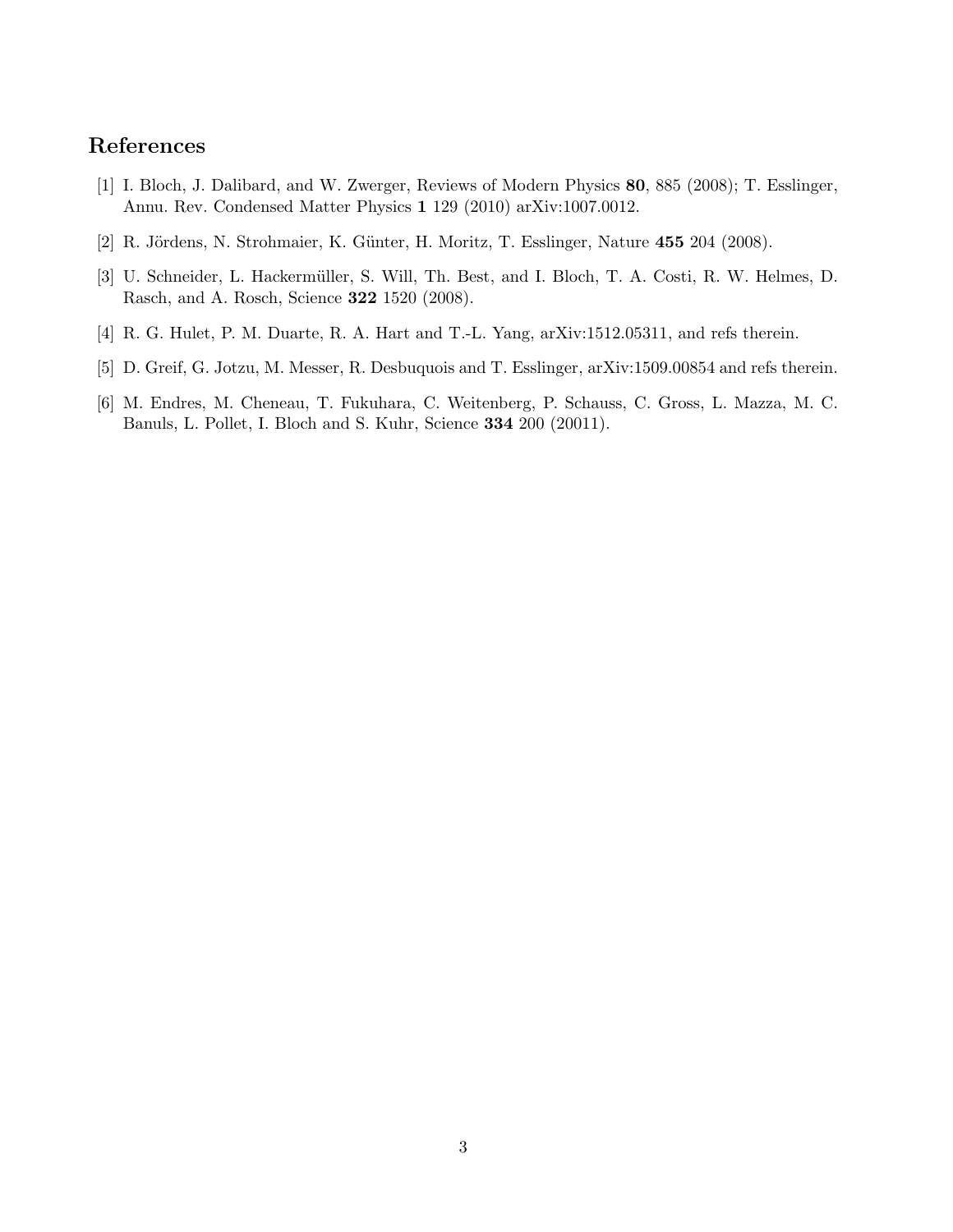## References

[1] I. Bloch, J. Dalibard, and W. Zwerger, Reviews of Modern Physics **80**, 885 (2008); T. Esslinger, Annu. Rev. Condensed Matter Physics **1** 129 (2010) arXiv:1007.0012.

[2] R. Jördens, N. Strohmaier, K. Günter, H. Moritz, T. Esslinger, Nature **455** 204 (2008).

[3] U. Schneider, L. Hackermüller, S. Will, Th. Best, and I. Bloch, T. A. Costi, R. W. Helmes, D. Rasch, and A. Rosch, Science **322** 1520 (2008).

[4] R. G. Hulet, P. M. Duarte, R. A. Hart and T.-L. Yang, arXiv:1512.05311, and refs therein.

[5] D. Greif, G. Jotzu, M. Messer, R. Desbuquois and T. Esslinger, arXiv:1509.00854 and refs therein.

[6] M. Endres, M. Cheneau, T. Fukuhara, C. Weitenberg, P. Schauss, C. Gross, L. Mazza, M. C. Banuls, L. Pollet, I. Bloch and S. Kuhr, Science **334** 200 (20011).